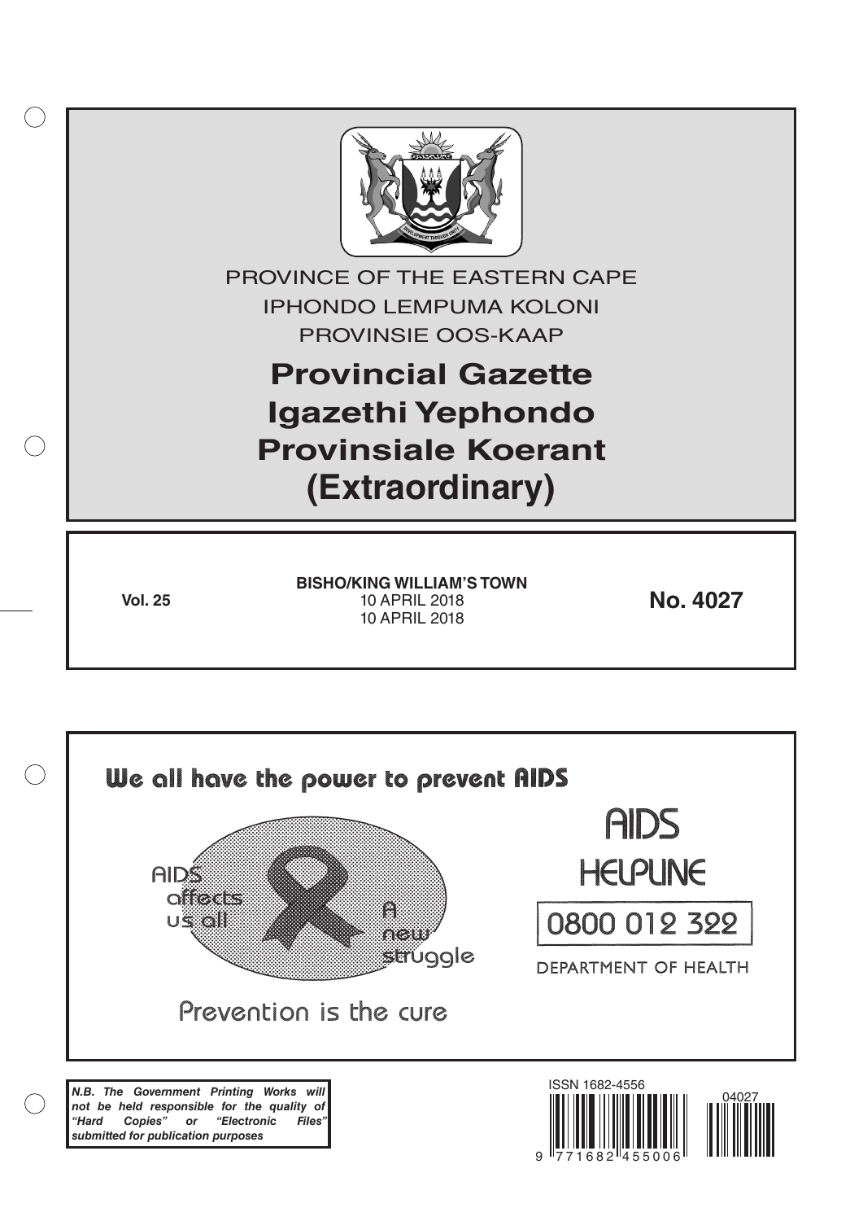PROVINCE OF THE EASTERN CAPE

IPHONDO LEMPUMA KOLONI

PROVINSIE OOS-KAAP

# Provincial Gazette

# Igazethi Yephondo

# Provinsiale Koerant

# (Extraordinary)

**Vol. 25**

**BISHO/KING WILLIAM'S TOWN**

10 APRIL 2018

10 APRIL 2018

**No. 4027**

We all have the power to prevent AIDS

AIDS affects us all

A new struggle

Prevention is the cure

AIDS HELPLINE

0800 012 322

DEPARTMENT OF HEALTH

***N.B. The Government Printing Works will not be held responsible for the quality of "Hard Copies" or "Electronic Files" submitted for publication purposes***

ISSN 1682-4556

04027

9 771682 455006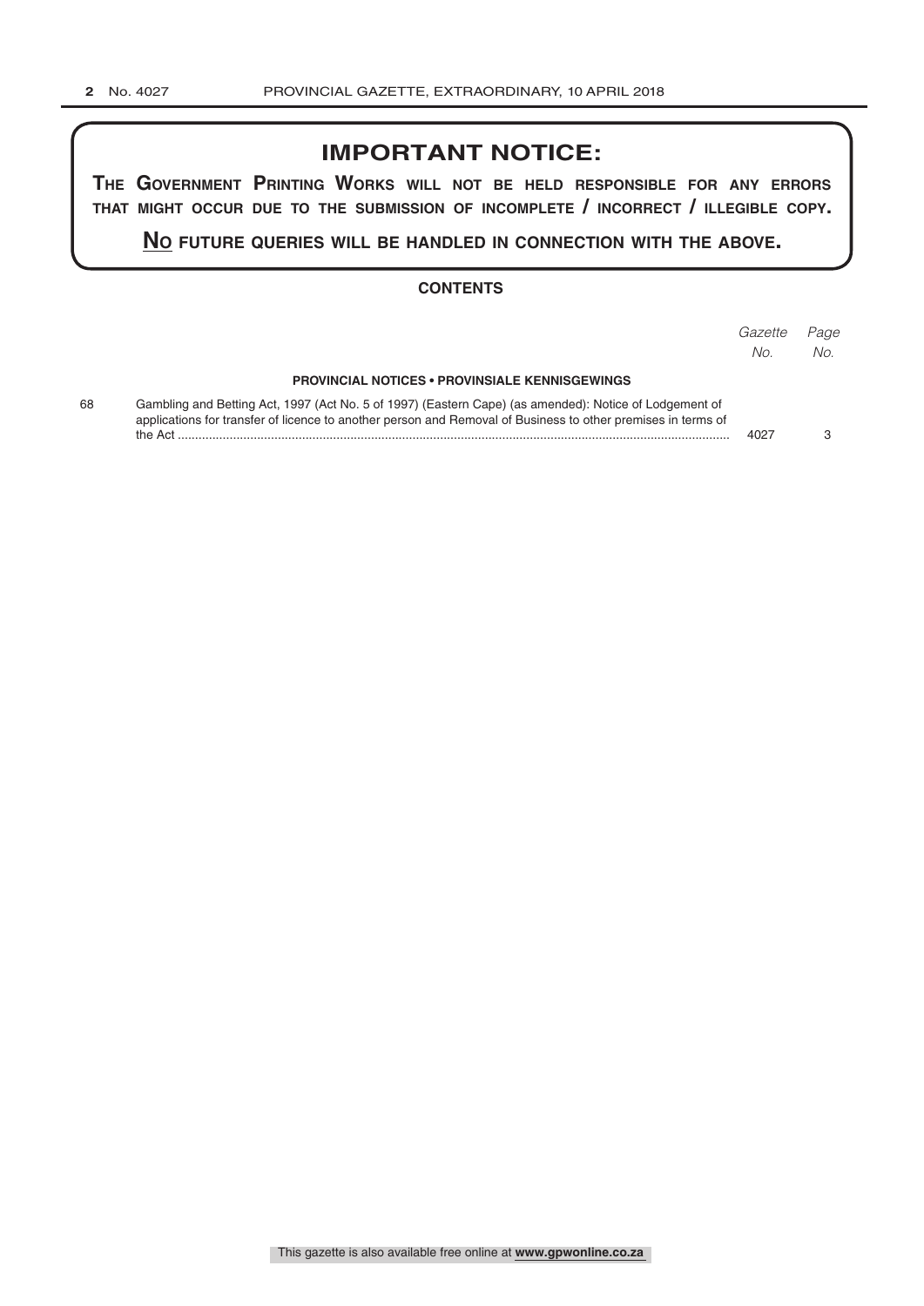# IMPORTANT NOTICE:

**THE GOVERNMENT PRINTING WORKS WILL NOT BE HELD RESPONSIBLE FOR ANY ERRORS THAT MIGHT OCCUR DUE TO THE SUBMISSION OF INCOMPLETE / INCORRECT / ILLEGIBLE COPY.**

**NO FUTURE QUERIES WILL BE HANDLED IN CONNECTION WITH THE ABOVE.**

## CONTENTS

| | | *Gazette No.* | *Page No.* |
|---|---|---|---|
| | **PROVINCIAL NOTICES • PROVINSIALE KENNISGEWINGS** | | |
| 68 | Gambling and Betting Act, 1997 (Act No. 5 of 1997) (Eastern Cape) (as amended): Notice of Lodgement of applications for transfer of licence to another person and Removal of Business to other premises in terms of the Act | 4027 | 3 |

This gazette is also available free online at **www.gpwonline.co.za**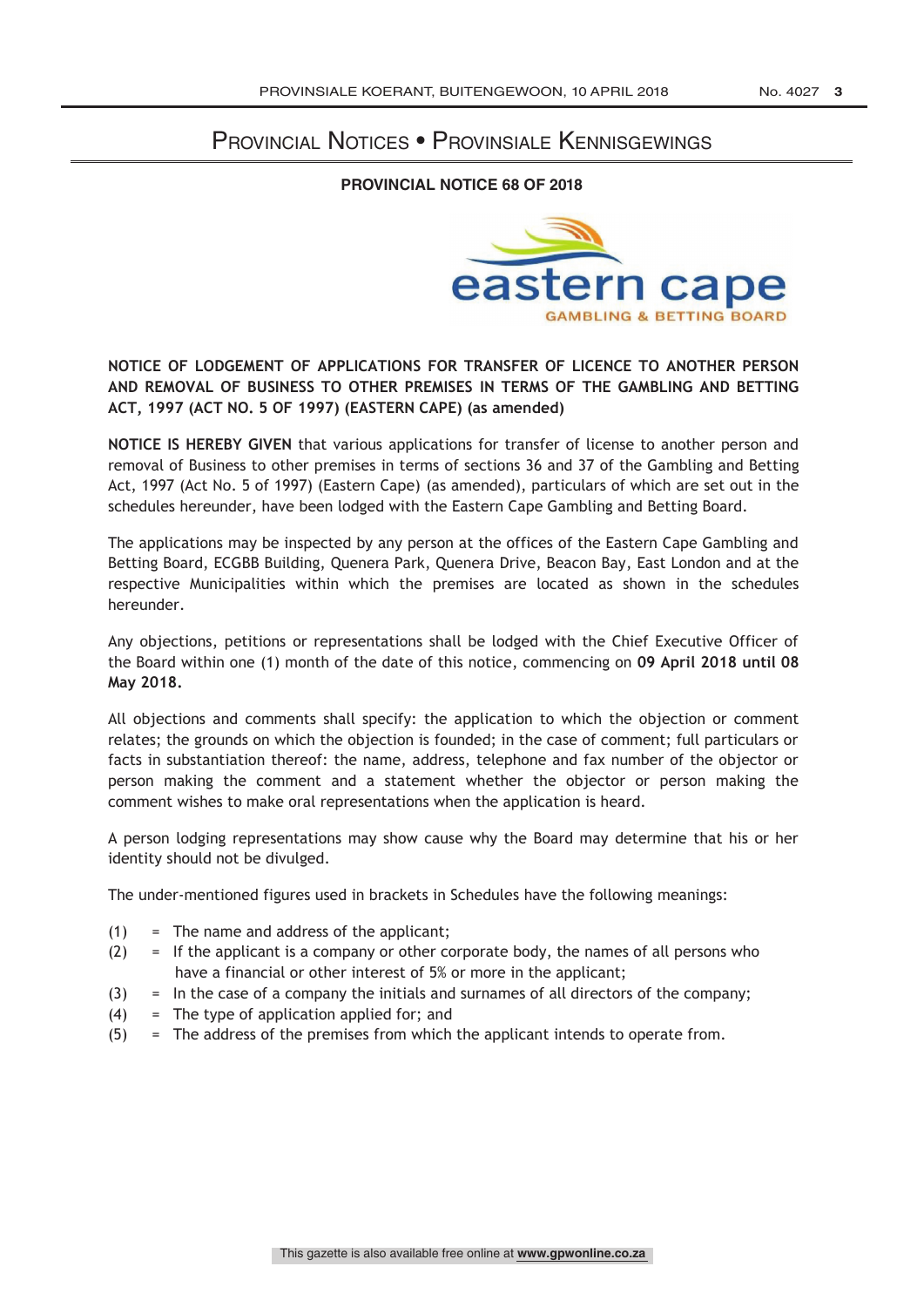# Provincial Notices • Provinsiale Kennisgewings

## PROVINCIAL NOTICE 68 OF 2018

eastern cape
GAMBLING & BETTING BOARD

**NOTICE OF LODGEMENT OF APPLICATIONS FOR TRANSFER OF LICENCE TO ANOTHER PERSON AND REMOVAL OF BUSINESS TO OTHER PREMISES IN TERMS OF THE GAMBLING AND BETTING ACT, 1997 (ACT NO. 5 OF 1997) (EASTERN CAPE) (as amended)**

**NOTICE IS HEREBY GIVEN** that various applications for transfer of license to another person and removal of Business to other premises in terms of sections 36 and 37 of the Gambling and Betting Act, 1997 (Act No. 5 of 1997) (Eastern Cape) (as amended), particulars of which are set out in the schedules hereunder, have been lodged with the Eastern Cape Gambling and Betting Board.

The applications may be inspected by any person at the offices of the Eastern Cape Gambling and Betting Board, ECGBB Building, Quenera Park, Quenera Drive, Beacon Bay, East London and at the respective Municipalities within which the premises are located as shown in the schedules hereunder.

Any objections, petitions or representations shall be lodged with the Chief Executive Officer of the Board within one (1) month of the date of this notice, commencing on **09 April 2018 until 08 May 2018.**

All objections and comments shall specify: the application to which the objection or comment relates; the grounds on which the objection is founded; in the case of comment; full particulars or facts in substantiation thereof: the name, address, telephone and fax number of the objector or person making the comment and a statement whether the objector or person making the comment wishes to make oral representations when the application is heard.

A person lodging representations may show cause why the Board may determine that his or her identity should not be divulged.

The under-mentioned figures used in brackets in Schedules have the following meanings:

(1) = The name and address of the applicant;
(2) = If the applicant is a company or other corporate body, the names of all persons who have a financial or other interest of 5% or more in the applicant;
(3) = In the case of a company the initials and surnames of all directors of the company;
(4) = The type of application applied for; and
(5) = The address of the premises from which the applicant intends to operate from.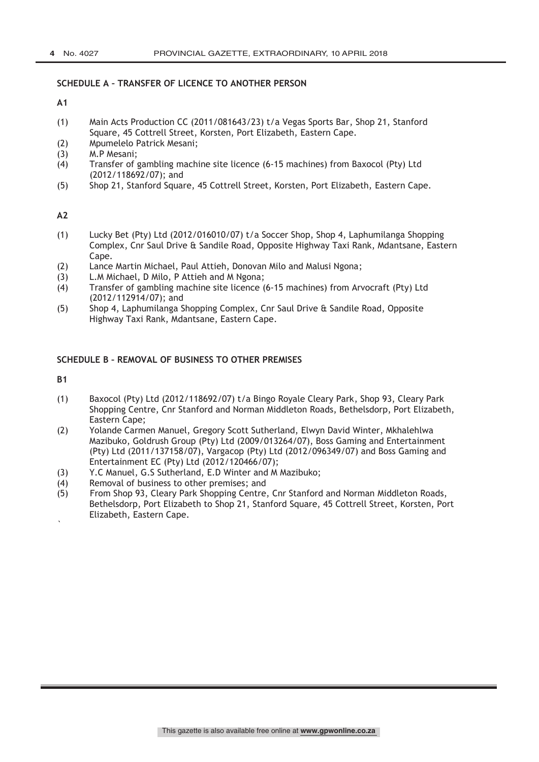### SCHEDULE A – TRANSFER OF LICENCE TO ANOTHER PERSON

**A1**

(1) Main Acts Production CC (2011/081643/23) t/a Vegas Sports Bar, Shop 21, Stanford Square, 45 Cottrell Street, Korsten, Port Elizabeth, Eastern Cape.

(2) Mpumelelo Patrick Mesani;

(3) M.P Mesani;

(4) Transfer of gambling machine site licence (6-15 machines) from Baxocol (Pty) Ltd (2012/118692/07); and

(5) Shop 21, Stanford Square, 45 Cottrell Street, Korsten, Port Elizabeth, Eastern Cape.

**A2**

(1) Lucky Bet (Pty) Ltd (2012/016010/07) t/a Soccer Shop, Shop 4, Laphumilanga Shopping Complex, Cnr Saul Drive & Sandile Road, Opposite Highway Taxi Rank, Mdantsane, Eastern Cape.

(2) Lance Martin Michael, Paul Attieh, Donovan Milo and Malusi Ngona;

(3) L.M Michael, D Milo, P Attieh and M Ngona;

(4) Transfer of gambling machine site licence (6-15 machines) from Arvocraft (Pty) Ltd (2012/112914/07); and

(5) Shop 4, Laphumilanga Shopping Complex, Cnr Saul Drive & Sandile Road, Opposite Highway Taxi Rank, Mdantsane, Eastern Cape.

### SCHEDULE B – REMOVAL OF BUSINESS TO OTHER PREMISES

**B1**

(1) Baxocol (Pty) Ltd (2012/118692/07) t/a Bingo Royale Cleary Park, Shop 93, Cleary Park Shopping Centre, Cnr Stanford and Norman Middleton Roads, Bethelsdorp, Port Elizabeth, Eastern Cape;

(2) Yolande Carmen Manuel, Gregory Scott Sutherland, Elwyn David Winter, Mkhalehlwa Mazibuko, Goldrush Group (Pty) Ltd (2009/013264/07), Boss Gaming and Entertainment (Pty) Ltd (2011/137158/07), Vargacop (Pty) Ltd (2012/096349/07) and Boss Gaming and Entertainment EC (Pty) Ltd (2012/120466/07);

(3) Y.C Manuel, G.S Sutherland, E.D Winter and M Mazibuko;

(4) Removal of business to other premises; and

(5) From Shop 93, Cleary Park Shopping Centre, Cnr Stanford and Norman Middleton Roads, Bethelsdorp, Port Elizabeth to Shop 21, Stanford Square, 45 Cottrell Street, Korsten, Port Elizabeth, Eastern Cape.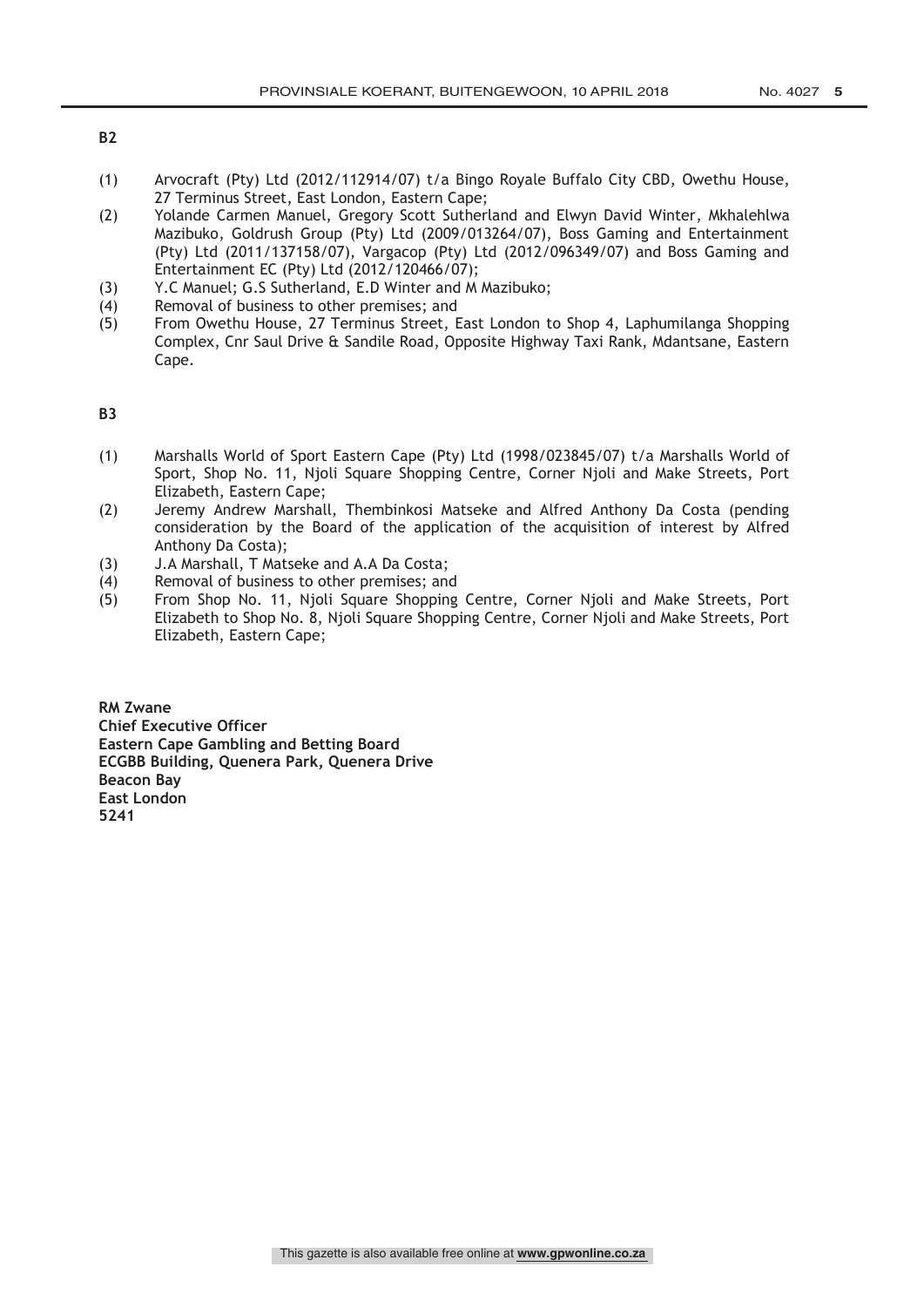**B2**

(1) Arvocraft (Pty) Ltd (2012/112914/07) t/a Bingo Royale Buffalo City CBD, Owethu House, 27 Terminus Street, East London, Eastern Cape;

(2) Yolande Carmen Manuel, Gregory Scott Sutherland and Elwyn David Winter, Mkhalehlwa Mazibuko, Goldrush Group (Pty) Ltd (2009/013264/07), Boss Gaming and Entertainment (Pty) Ltd (2011/137158/07), Vargacop (Pty) Ltd (2012/096349/07) and Boss Gaming and Entertainment EC (Pty) Ltd (2012/120466/07);

(3) Y.C Manuel; G.S Sutherland, E.D Winter and M Mazibuko;

(4) Removal of business to other premises; and

(5) From Owethu House, 27 Terminus Street, East London to Shop 4, Laphumilanga Shopping Complex, Cnr Saul Drive & Sandile Road, Opposite Highway Taxi Rank, Mdantsane, Eastern Cape.

**B3**

(1) Marshalls World of Sport Eastern Cape (Pty) Ltd (1998/023845/07) t/a Marshalls World of Sport, Shop No. 11, Njoli Square Shopping Centre, Corner Njoli and Make Streets, Port Elizabeth, Eastern Cape;

(2) Jeremy Andrew Marshall, Thembinkosi Matseke and Alfred Anthony Da Costa (pending consideration by the Board of the application of the acquisition of interest by Alfred Anthony Da Costa);

(3) J.A Marshall, T Matseke and A.A Da Costa;

(4) Removal of business to other premises; and

(5) From Shop No. 11, Njoli Square Shopping Centre, Corner Njoli and Make Streets, Port Elizabeth to Shop No. 8, Njoli Square Shopping Centre, Corner Njoli and Make Streets, Port Elizabeth, Eastern Cape;

**RM Zwane**
**Chief Executive Officer**
**Eastern Cape Gambling and Betting Board**
**ECGBB Building, Quenera Park, Quenera Drive**
**Beacon Bay**
**East London**
**5241**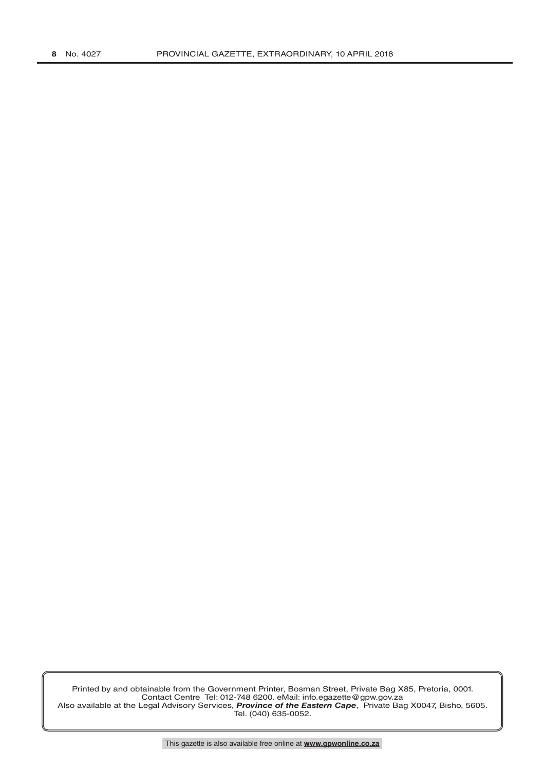Printed by and obtainable from the Government Printer, Bosman Street, Private Bag X85, Pretoria, 0001.
Contact Centre Tel: 012-748 6200. eMail: info.egazette@gpw.gov.za
Also available at the Legal Advisory Services, ***Province of the Eastern Cape***, Private Bag X0047, Bisho, 5605.
Tel. (040) 635-0052.

This gazette is also available free online at **www.gpwonline.co.za**